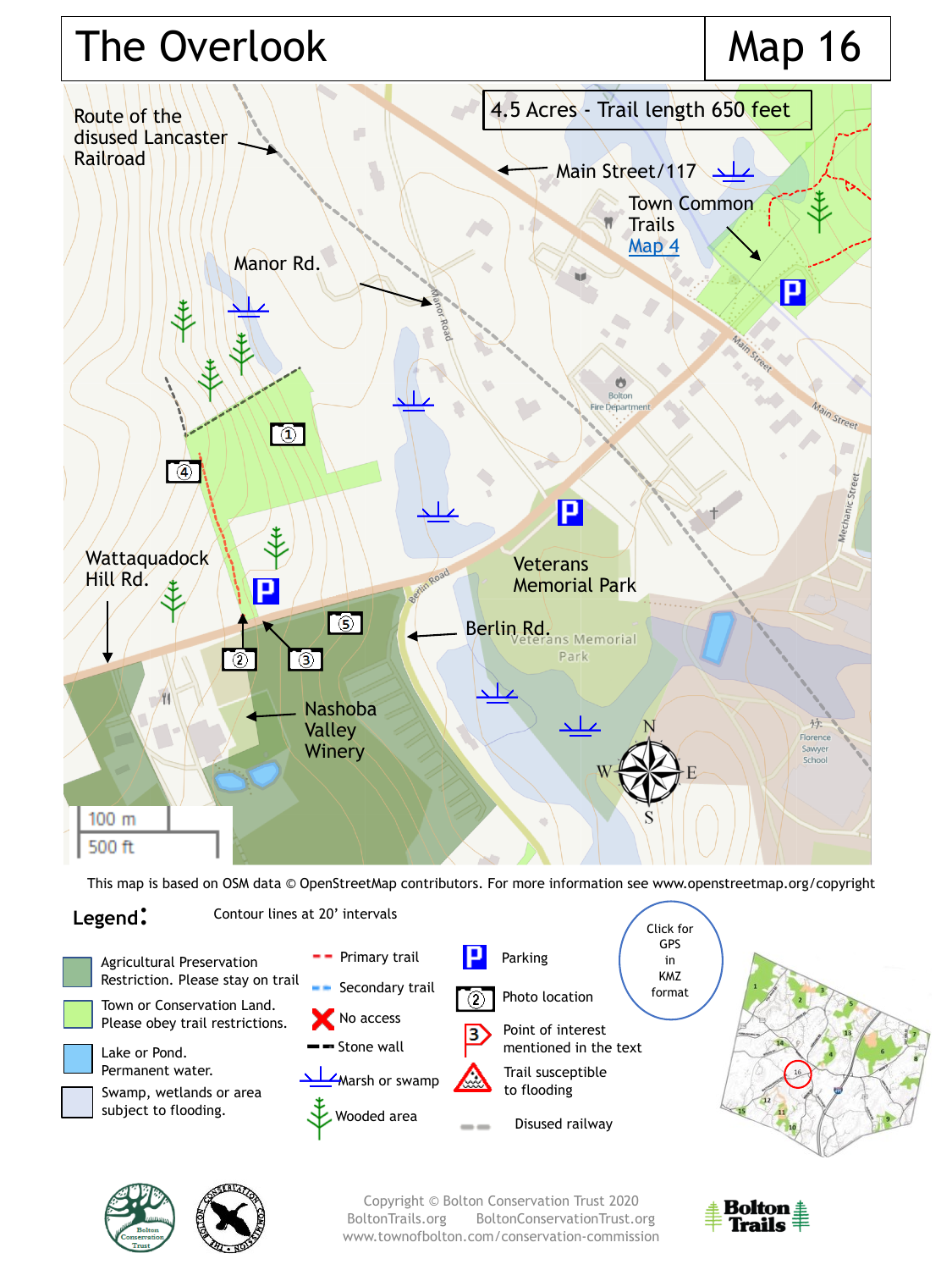# The Overlook

## Map 16

4.5 Acres - Trail length 650 feet

Route of the disused Lancaster Railroad

Main Street/117

Town Common Trails
Map 4

Manor Rd.

Wattaquadock Hill Rd.

Veterans Memorial Park

Berlin Rd.

Nashoba Valley Winery

100 m
500 ft

This map is based on OSM data © OpenStreetMap contributors. For more information see www.openstreetmap.org/copyright

**Legend:**

Contour lines at 20' intervals

- Agricultural Preservation Restriction. Please stay on trail
- Town or Conservation Land. Please obey trail restrictions.
- Lake or Pond. Permanent water.
- Swamp, wetlands or area subject to flooding.
- Primary trail
- Secondary trail
- No access
- Stone wall
- Marsh or swamp
- Wooded area
- Parking
- Photo location
- Point of interest mentioned in the text
- Trail susceptible to flooding
- Disused railway

Click for GPS in KMZ format

Copyright © Bolton Conservation Trust 2020
BoltonTrails.org BoltonConservationTrust.org
www.townofbolton.com/conservation-commission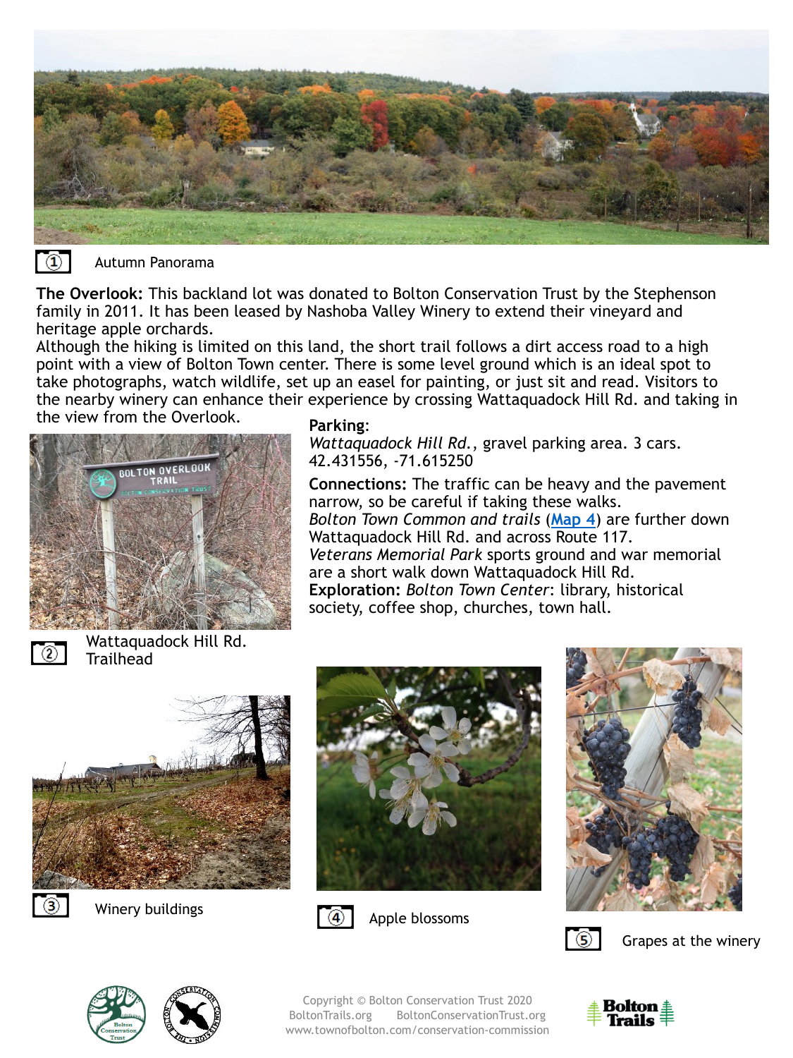① Autumn Panorama

**The Overlook:** This backland lot was donated to Bolton Conservation Trust by the Stephenson family in 2011. It has been leased by Nashoba Valley Winery to extend their vineyard and heritage apple orchards.

Although the hiking is limited on this land, the short trail follows a dirt access road to a high point with a view of Bolton Town center. There is some level ground which is an ideal spot to take photographs, watch wildlife, set up an easel for painting, or just sit and read. Visitors to the nearby winery can enhance their experience by crossing Wattaquadock Hill Rd. and taking in the view from the Overlook.

**Parking**:
*Wattaquadock Hill Rd.*, gravel parking area. 3 cars.
42.431556, -71.615250

**Connections:** The traffic can be heavy and the pavement narrow, so be careful if taking these walks.
*Bolton Town Common and trails* (Map 4) are further down Wattaquadock Hill Rd. and across Route 117.
*Veterans Memorial Park* sports ground and war memorial are a short walk down Wattaquadock Hill Rd.

**Exploration:** *Bolton Town Center*: library, historical society, coffee shop, churches, town hall.

② Wattaquadock Hill Rd. Trailhead

③ Winery buildings

④ Apple blossoms

⑤ Grapes at the winery

Copyright © Bolton Conservation Trust 2020
BoltonTrails.org BoltonConservationTrust.org
www.townofbolton.com/conservation-commission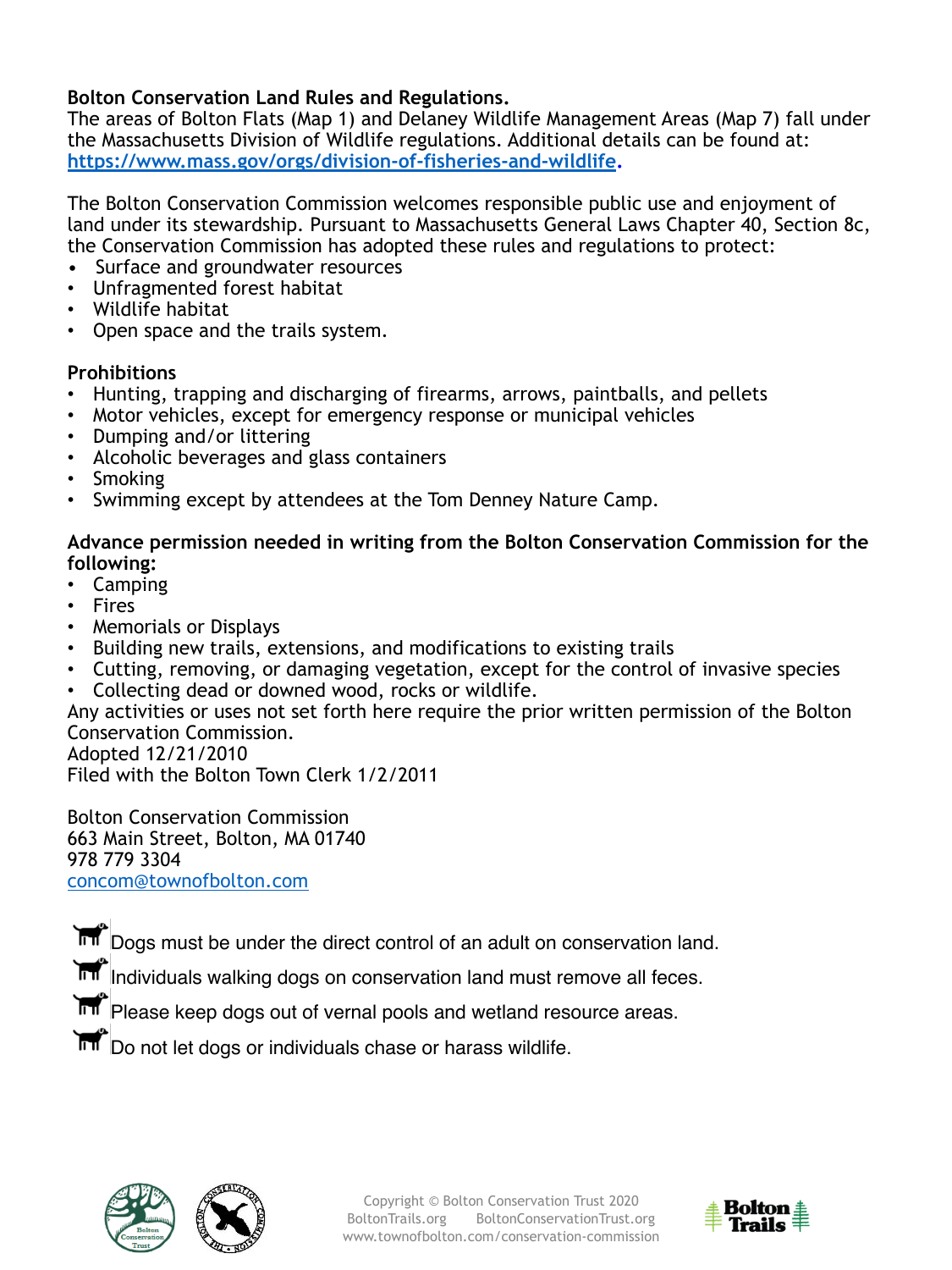**Bolton Conservation Land Rules and Regulations.**

The areas of Bolton Flats (Map 1) and Delaney Wildlife Management Areas (Map 7) fall under the Massachusetts Division of Wildlife regulations. Additional details can be found at: [https://www.mass.gov/orgs/division-of-fisheries-and-wildlife](https://www.mass.gov/orgs/division-of-fisheries-and-wildlife).

The Bolton Conservation Commission welcomes responsible public use and enjoyment of land under its stewardship. Pursuant to Massachusetts General Laws Chapter 40, Section 8c, the Conservation Commission has adopted these rules and regulations to protect:

- Surface and groundwater resources
- Unfragmented forest habitat
- Wildlife habitat
- Open space and the trails system.

**Prohibitions**

- Hunting, trapping and discharging of firearms, arrows, paintballs, and pellets
- Motor vehicles, except for emergency response or municipal vehicles
- Dumping and/or littering
- Alcoholic beverages and glass containers
- Smoking
- Swimming except by attendees at the Tom Denney Nature Camp.

**Advance permission needed in writing from the Bolton Conservation Commission for the following:**

- Camping
- Fires
- Memorials or Displays
- Building new trails, extensions, and modifications to existing trails
- Cutting, removing, or damaging vegetation, except for the control of invasive species
- Collecting dead or downed wood, rocks or wildlife.

Any activities or uses not set forth here require the prior written permission of the Bolton Conservation Commission.
Adopted 12/21/2010
Filed with the Bolton Town Clerk 1/2/2011

Bolton Conservation Commission
663 Main Street, Bolton, MA 01740
978 779 3304
concom@townofbolton.com

Dogs must be under the direct control of an adult on conservation land.

Individuals walking dogs on conservation land must remove all feces.

Please keep dogs out of vernal pools and wetland resource areas.

Do not let dogs or individuals chase or harass wildlife.

Copyright © Bolton Conservation Trust 2020
BoltonTrails.org BoltonConservationTrust.org
www.townofbolton.com/conservation-commission